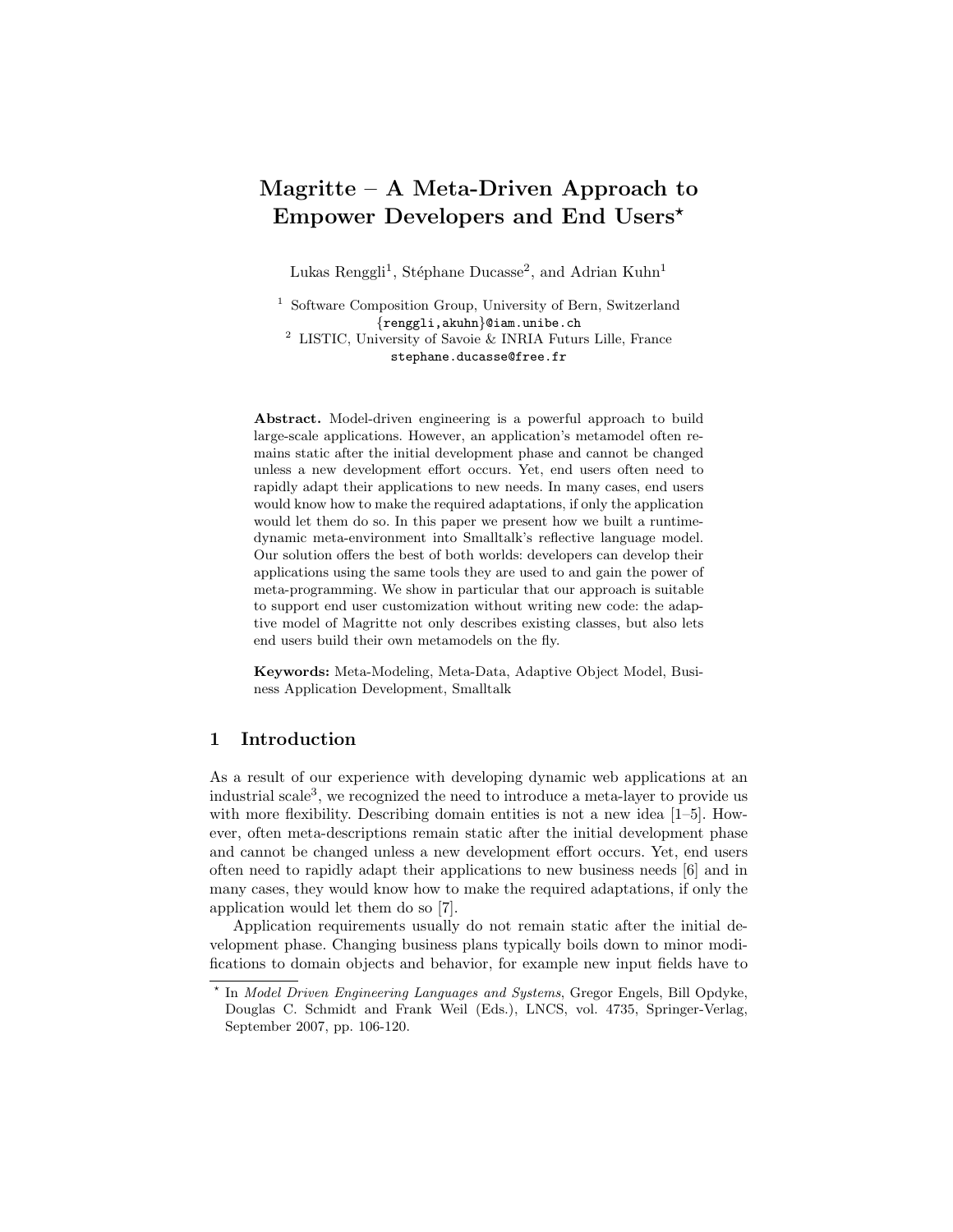# Magritte – A Meta-Driven Approach to Empower Developers and End Users*

Lukas Renggli[1], Stéphane Ducasse[2], and Adrian Kuhn[1]

[1] Software Composition Group, University of Bern, Switzerland
{renggli,akuhn}@iam.unibe.ch

[2] LISTIC, University of Savoie & INRIA Futurs Lille, France
stephane.ducasse@free.fr

**Abstract.** Model-driven engineering is a powerful approach to build large-scale applications. However, an application's metamodel often remains static after the initial development phase and cannot be changed unless a new development effort occurs. Yet, end users often need to rapidly adapt their applications to new needs. In many cases, end users would know how to make the required adaptations, if only the application would let them do so. In this paper we present how we built a runtime-dynamic meta-environment into Smalltalk's reflective language model. Our solution offers the best of both worlds: developers can develop their applications using the same tools they are used to and gain the power of meta-programming. We show in particular that our approach is suitable to support end user customization without writing new code: the adaptive model of Magritte not only describes existing classes, but also lets end users build their own metamodels on the fly.

**Keywords:** Meta-Modeling, Meta-Data, Adaptive Object Model, Business Application Development, Smalltalk

## 1 Introduction

As a result of our experience with developing dynamic web applications at an industrial scale[3], we recognized the need to introduce a meta-layer to provide us with more flexibility. Describing domain entities is not a new idea [1–5]. However, often meta-descriptions remain static after the initial development phase and cannot be changed unless a new development effort occurs. Yet, end users often need to rapidly adapt their applications to new business needs [6] and in many cases, they would know how to make the required adaptations, if only the application would let them do so [7].

Application requirements usually do not remain static after the initial development phase. Changing business plans typically boils down to minor modifications to domain objects and behavior, for example new input fields have to

* In *Model Driven Engineering Languages and Systems*, Gregor Engels, Bill Opdyke, Douglas C. Schmidt and Frank Weil (Eds.), LNCS, vol. 4735, Springer-Verlag, September 2007, pp. 106-120.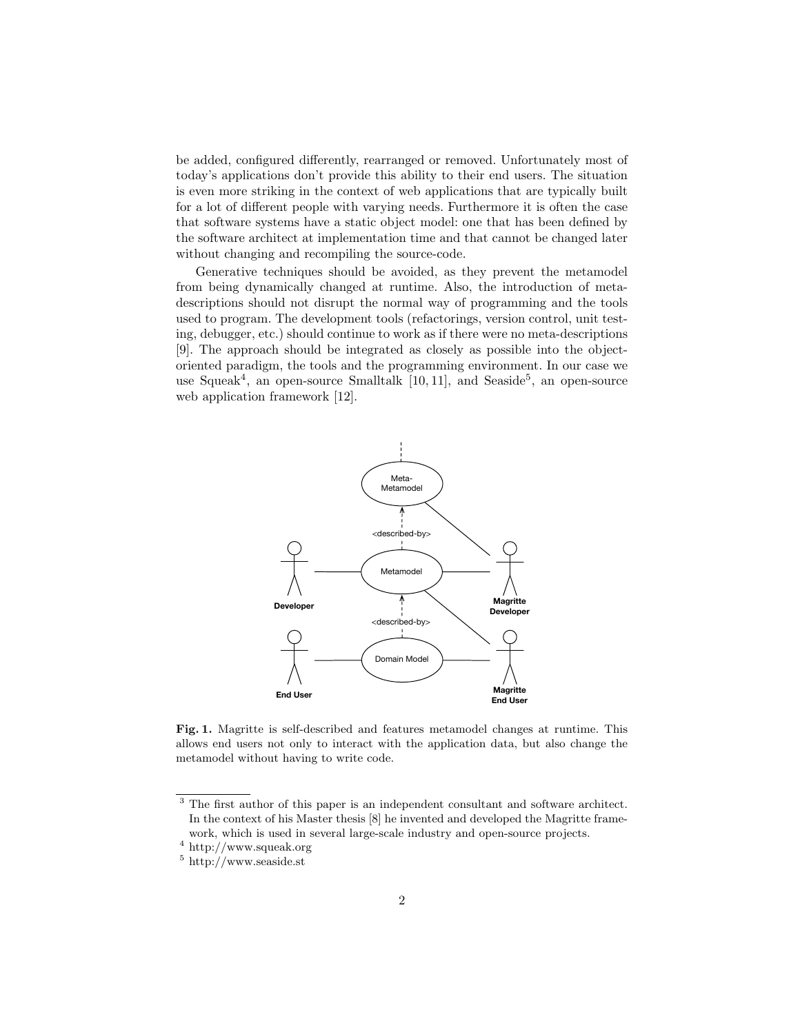be added, configured differently, rearranged or removed. Unfortunately most of today's applications don't provide this ability to their end users. The situation is even more striking in the context of web applications that are typically built for a lot of different people with varying needs. Furthermore it is often the case that software systems have a static object model: one that has been defined by the software architect at implementation time and that cannot be changed later without changing and recompiling the source-code.

Generative techniques should be avoided, as they prevent the metamodel from being dynamically changed at runtime. Also, the introduction of meta-descriptions should not disrupt the normal way of programming and the tools used to program. The development tools (refactorings, version control, unit testing, debugger, etc.) should continue to work as if there were no meta-descriptions [9]. The approach should be integrated as closely as possible into the object-oriented paradigm, the tools and the programming environment. In our case we use Squeak[4], an open-source Smalltalk [10, 11], and Seaside[5], an open-source web application framework [12].

**Fig. 1.** Magritte is self-described and features metamodel changes at runtime. This allows end users not only to interact with the application data, but also change the metamodel without having to write code.

---

[3] The first author of this paper is an independent consultant and software architect. In the context of his Master thesis [8] he invented and developed the Magritte framework, which is used in several large-scale industry and open-source projects.

[4] http://www.squeak.org

[5] http://www.seaside.st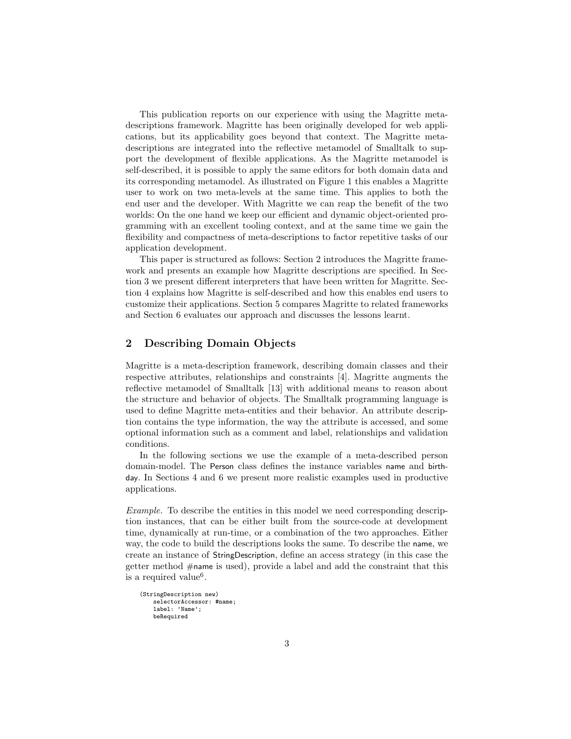This publication reports on our experience with using the Magritte meta-descriptions framework. Magritte has been originally developed for web applications, but its applicability goes beyond that context. The Magritte meta-descriptions are integrated into the reflective metamodel of Smalltalk to support the development of flexible applications. As the Magritte metamodel is self-described, it is possible to apply the same editors for both domain data and its corresponding metamodel. As illustrated on Figure 1 this enables a Magritte user to work on two meta-levels at the same time. This applies to both the end user and the developer. With Magritte we can reap the benefit of the two worlds: On the one hand we keep our efficient and dynamic object-oriented programming with an excellent tooling context, and at the same time we gain the flexibility and compactness of meta-descriptions to factor repetitive tasks of our application development.

This paper is structured as follows: Section 2 introduces the Magritte framework and presents an example how Magritte descriptions are specified. In Section 3 we present different interpreters that have been written for Magritte. Section 4 explains how Magritte is self-described and how this enables end users to customize their applications. Section 5 compares Magritte to related frameworks and Section 6 evaluates our approach and discusses the lessons learnt.

## 2 Describing Domain Objects

Magritte is a meta-description framework, describing domain classes and their respective attributes, relationships and constraints [4]. Magritte augments the reflective metamodel of Smalltalk [13] with additional means to reason about the structure and behavior of objects. The Smalltalk programming language is used to define Magritte meta-entities and their behavior. An attribute description contains the type information, the way the attribute is accessed, and some optional information such as a comment and label, relationships and validation conditions.

In the following sections we use the example of a meta-described person domain-model. The Person class defines the instance variables name and birthday. In Sections 4 and 6 we present more realistic examples used in productive applications.

*Example.* To describe the entities in this model we need corresponding description instances, that can be either built from the source-code at development time, dynamically at run-time, or a combination of the two approaches. Either way, the code to build the descriptions looks the same. To describe the name, we create an instance of StringDescription, define an access strategy (in this case the getter method #name is used), provide a label and add the constraint that this is a required value[6].

```
(StringDescription new)
    selectorAccessor: #name;
    label: 'Name';
    beRequired
```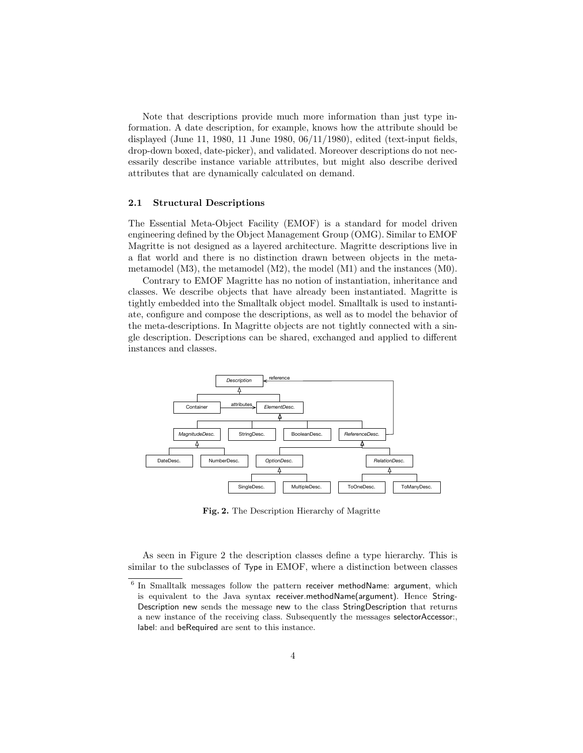Note that descriptions provide much more information than just type information. A date description, for example, knows how the attribute should be displayed (June 11, 1980, 11 June 1980, 06/11/1980), edited (text-input fields, drop-down boxed, date-picker), and validated. Moreover descriptions do not necessarily describe instance variable attributes, but might also describe derived attributes that are dynamically calculated on demand.

### 2.1 Structural Descriptions

The Essential Meta-Object Facility (EMOF) is a standard for model driven engineering defined by the Object Management Group (OMG). Similar to EMOF Magritte is not designed as a layered architecture. Magritte descriptions live in a flat world and there is no distinction drawn between objects in the meta-metamodel (M3), the metamodel (M2), the model (M1) and the instances (M0).

Contrary to EMOF Magritte has no notion of instantiation, inheritance and classes. We describe objects that have already been instantiated. Magritte is tightly embedded into the Smalltalk object model. Smalltalk is used to instantiate, configure and compose the descriptions, as well as to model the behavior of the meta-descriptions. In Magritte objects are not tightly connected with a single description. Descriptions can be shared, exchanged and applied to different instances and classes.

**Fig. 2.** The Description Hierarchy of Magritte

As seen in Figure 2 the description classes define a type hierarchy. This is similar to the subclasses of Type in EMOF, where a distinction between classes

[6] In Smalltalk messages follow the pattern receiver methodName: argument, which is equivalent to the Java syntax receiver.methodName(argument). Hence StringDescription new sends the message new to the class StringDescription that returns a new instance of the receiving class. Subsequently the messages selectorAccessor:, label: and beRequired are sent to this instance.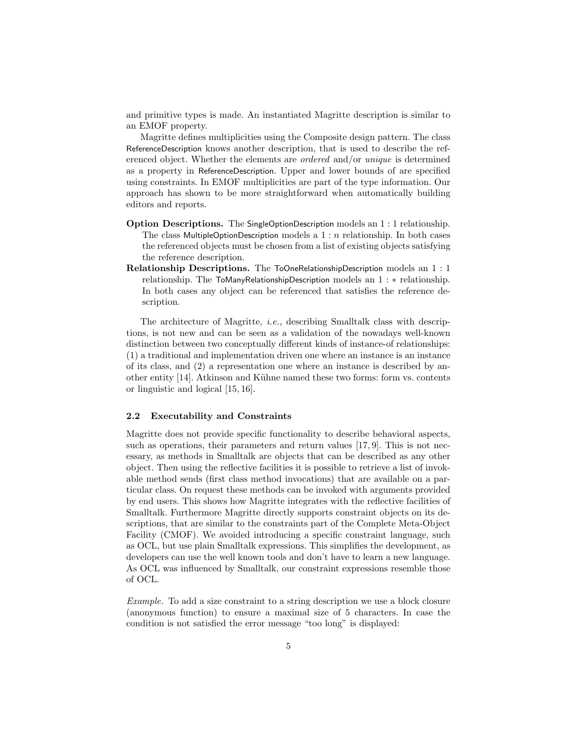and primitive types is made. An instantiated Magritte description is similar to an EMOF property.

Magritte defines multiplicities using the Composite design pattern. The class ReferenceDescription knows another description, that is used to describe the referenced object. Whether the elements are *ordered* and/or *unique* is determined as a property in ReferenceDescription. Upper and lower bounds of are specified using constraints. In EMOF multiplicities are part of the type information. Our approach has shown to be more straightforward when automatically building editors and reports.

**Option Descriptions.** The SingleOptionDescription models an $1:1$ relationship. The class MultipleOptionDescription models a $1:n$ relationship. In both cases the referenced objects must be chosen from a list of existing objects satisfying the reference description.

**Relationship Descriptions.** The ToOneRelationshipDescription models an $1:1$ relationship. The ToManyRelationshipDescription models an $1:*$ relationship. In both cases any object can be referenced that satisfies the reference description.

The architecture of Magritte, *i.e.,* describing Smalltalk class with descriptions, is not new and can be seen as a validation of the nowadays well-known distinction between two conceptually different kinds of instance-of relationships: (1) a traditional and implementation driven one where an instance is an instance of its class, and (2) a representation one where an instance is described by another entity [14]. Atkinson and Kühne named these two forms: form vs. contents or linguistic and logical [15, 16].

### 2.2 Executability and Constraints

Magritte does not provide specific functionality to describe behavioral aspects, such as operations, their parameters and return values [17, 9]. This is not necessary, as methods in Smalltalk are objects that can be described as any other object. Then using the reflective facilities it is possible to retrieve a list of invokable method sends (first class method invocations) that are available on a particular class. On request these methods can be invoked with arguments provided by end users. This shows how Magritte integrates with the reflective facilities of Smalltalk. Furthermore Magritte directly supports constraint objects on its descriptions, that are similar to the constraints part of the Complete Meta-Object Facility (CMOF). We avoided introducing a specific constraint language, such as OCL, but use plain Smalltalk expressions. This simplifies the development, as developers can use the well known tools and don't have to learn a new language. As OCL was influenced by Smalltalk, our constraint expressions resemble those of OCL.

*Example.* To add a size constraint to a string description we use a block closure (anonymous function) to ensure a maximal size of 5 characters. In case the condition is not satisfied the error message "too long" is displayed: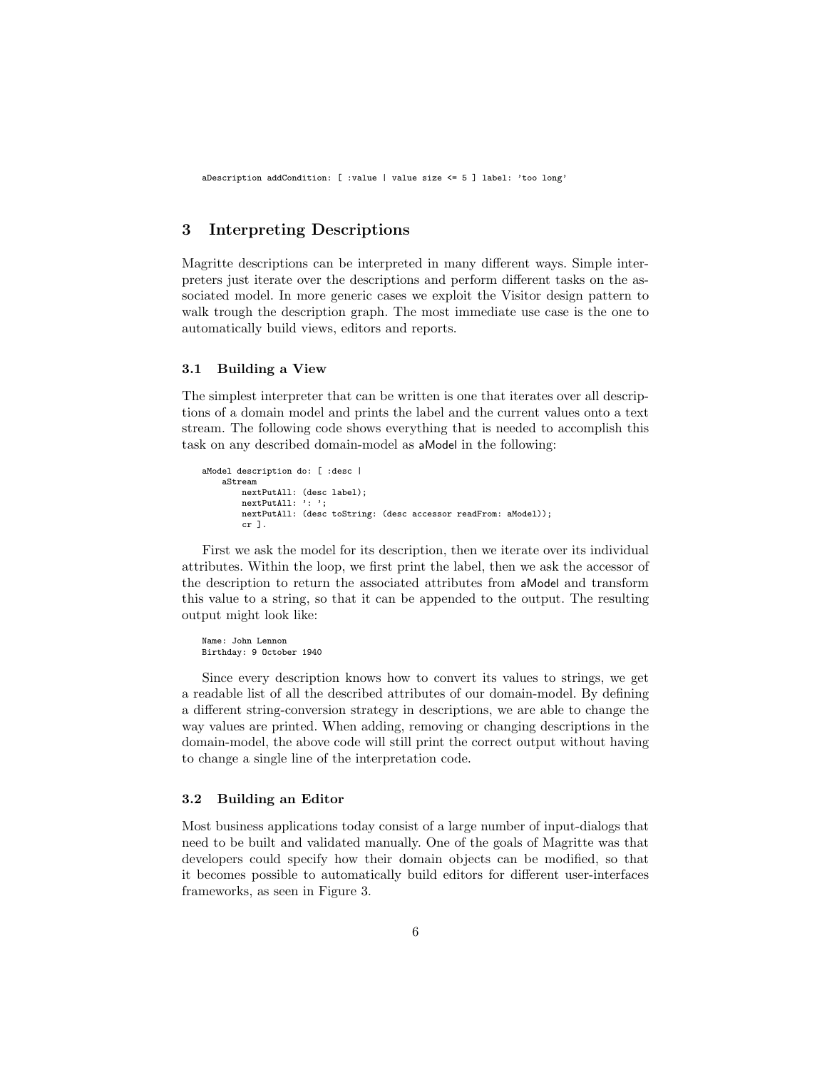```
aDescription addCondition: [ :value | value size <= 5 ] label: 'too long'
```

## 3 Interpreting Descriptions

Magritte descriptions can be interpreted in many different ways. Simple interpreters just iterate over the descriptions and perform different tasks on the associated model. In more generic cases we exploit the Visitor design pattern to walk trough the description graph. The most immediate use case is the one to automatically build views, editors and reports.

### 3.1 Building a View

The simplest interpreter that can be written is one that iterates over all descriptions of a domain model and prints the label and the current values onto a text stream. The following code shows everything that is needed to accomplish this task on any described domain-model as aModel in the following:

```
aModel description do: [ :desc |
    aStream
        nextPutAll: (desc label);
        nextPutAll: ': ';
        nextPutAll: (desc toString: (desc accessor readFrom: aModel));
        cr ].
```

First we ask the model for its description, then we iterate over its individual attributes. Within the loop, we first print the label, then we ask the accessor of the description to return the associated attributes from aModel and transform this value to a string, so that it can be appended to the output. The resulting output might look like:

```
Name: John Lennon
Birthday: 9 October 1940
```

Since every description knows how to convert its values to strings, we get a readable list of all the described attributes of our domain-model. By defining a different string-conversion strategy in descriptions, we are able to change the way values are printed. When adding, removing or changing descriptions in the domain-model, the above code will still print the correct output without having to change a single line of the interpretation code.

### 3.2 Building an Editor

Most business applications today consist of a large number of input-dialogs that need to be built and validated manually. One of the goals of Magritte was that developers could specify how their domain objects can be modified, so that it becomes possible to automatically build editors for different user-interfaces frameworks, as seen in Figure 3.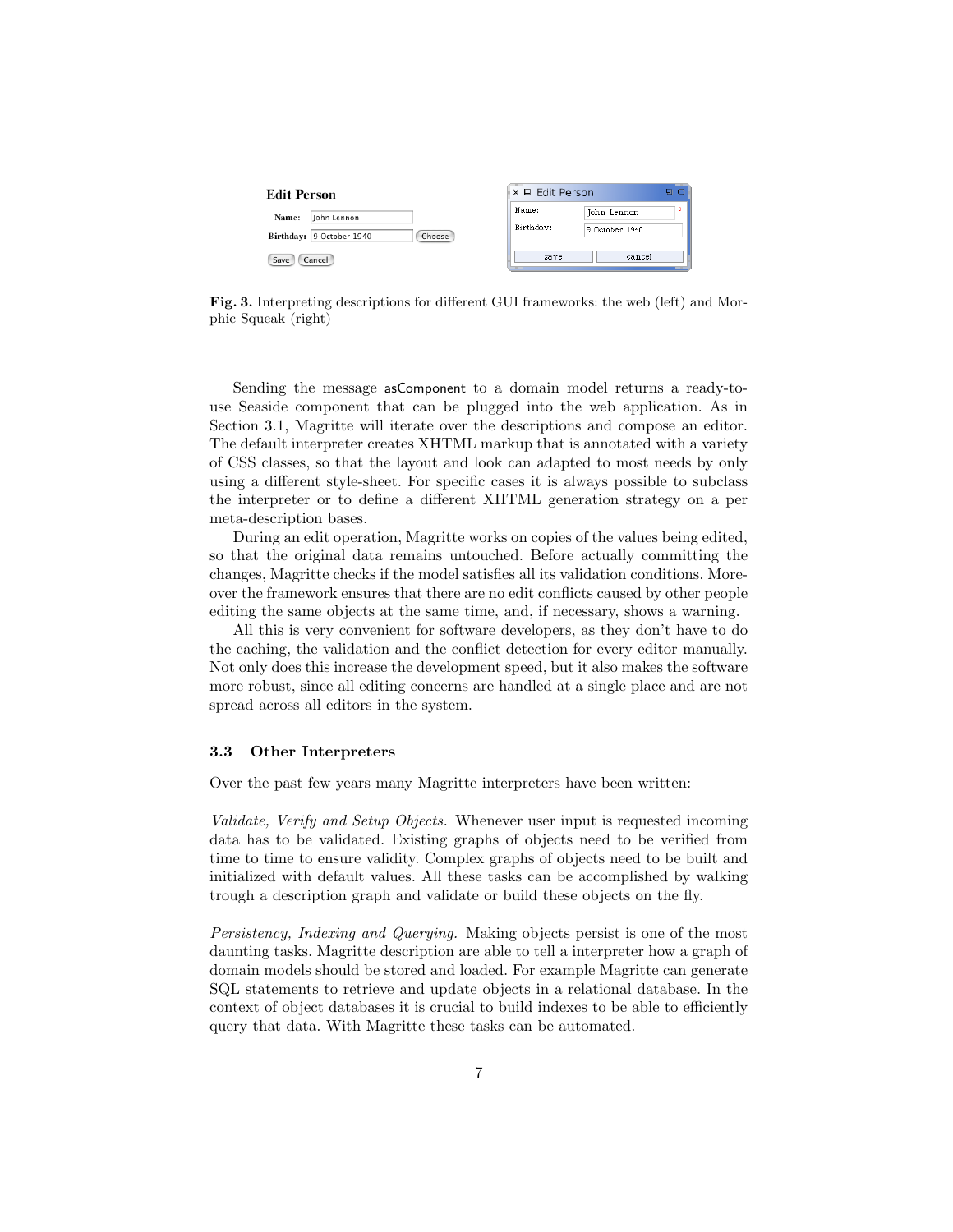**Fig. 3.** Interpreting descriptions for different GUI frameworks: the web (left) and Morphic Squeak (right)

Sending the message `asComponent` to a domain model returns a ready-to-use Seaside component that can be plugged into the web application. As in Section 3.1, Magritte will iterate over the descriptions and compose an editor. The default interpreter creates XHTML markup that is annotated with a variety of CSS classes, so that the layout and look can adapted to most needs by only using a different style-sheet. For specific cases it is always possible to subclass the interpreter or to define a different XHTML generation strategy on a per meta-description bases.

During an edit operation, Magritte works on copies of the values being edited, so that the original data remains untouched. Before actually committing the changes, Magritte checks if the model satisfies all its validation conditions. Moreover the framework ensures that there are no edit conflicts caused by other people editing the same objects at the same time, and, if necessary, shows a warning.

All this is very convenient for software developers, as they don't have to do the caching, the validation and the conflict detection for every editor manually. Not only does this increase the development speed, but it also makes the software more robust, since all editing concerns are handled at a single place and are not spread across all editors in the system.

### 3.3 Other Interpreters

Over the past few years many Magritte interpreters have been written:

*Validate, Verify and Setup Objects.* Whenever user input is requested incoming data has to be validated. Existing graphs of objects need to be verified from time to time to ensure validity. Complex graphs of objects need to be built and initialized with default values. All these tasks can be accomplished by walking trough a description graph and validate or build these objects on the fly.

*Persistency, Indexing and Querying.* Making objects persist is one of the most daunting tasks. Magritte description are able to tell a interpreter how a graph of domain models should be stored and loaded. For example Magritte can generate SQL statements to retrieve and update objects in a relational database. In the context of object databases it is crucial to build indexes to be able to efficiently query that data. With Magritte these tasks can be automated.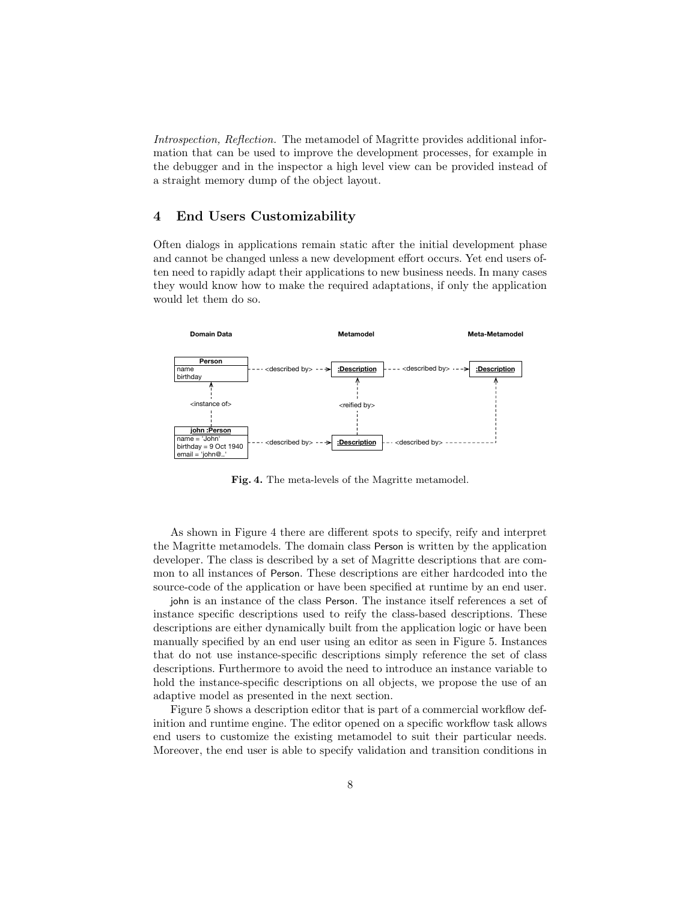*Introspection, Reflection.* The metamodel of Magritte provides additional information that can be used to improve the development processes, for example in the debugger and in the inspector a high level view can be provided instead of a straight memory dump of the object layout.

## 4 End Users Customizability

Often dialogs in applications remain static after the initial development phase and cannot be changed unless a new development effort occurs. Yet end users often need to rapidly adapt their applications to new business needs. In many cases they would know how to make the required adaptations, if only the application would let them do so.

**Fig. 4.** The meta-levels of the Magritte metamodel.

As shown in Figure 4 there are different spots to specify, reify and interpret the Magritte metamodels. The domain class Person is written by the application developer. The class is described by a set of Magritte descriptions that are common to all instances of Person. These descriptions are either hardcoded into the source-code of the application or have been specified at runtime by an end user.

john is an instance of the class Person. The instance itself references a set of instance specific descriptions used to reify the class-based descriptions. These descriptions are either dynamically built from the application logic or have been manually specified by an end user using an editor as seen in Figure 5. Instances that do not use instance-specific descriptions simply reference the set of class descriptions. Furthermore to avoid the need to introduce an instance variable to hold the instance-specific descriptions on all objects, we propose the use of an adaptive model as presented in the next section.

Figure 5 shows a description editor that is part of a commercial workflow definition and runtime engine. The editor opened on a specific workflow task allows end users to customize the existing metamodel to suit their particular needs. Moreover, the end user is able to specify validation and transition conditions in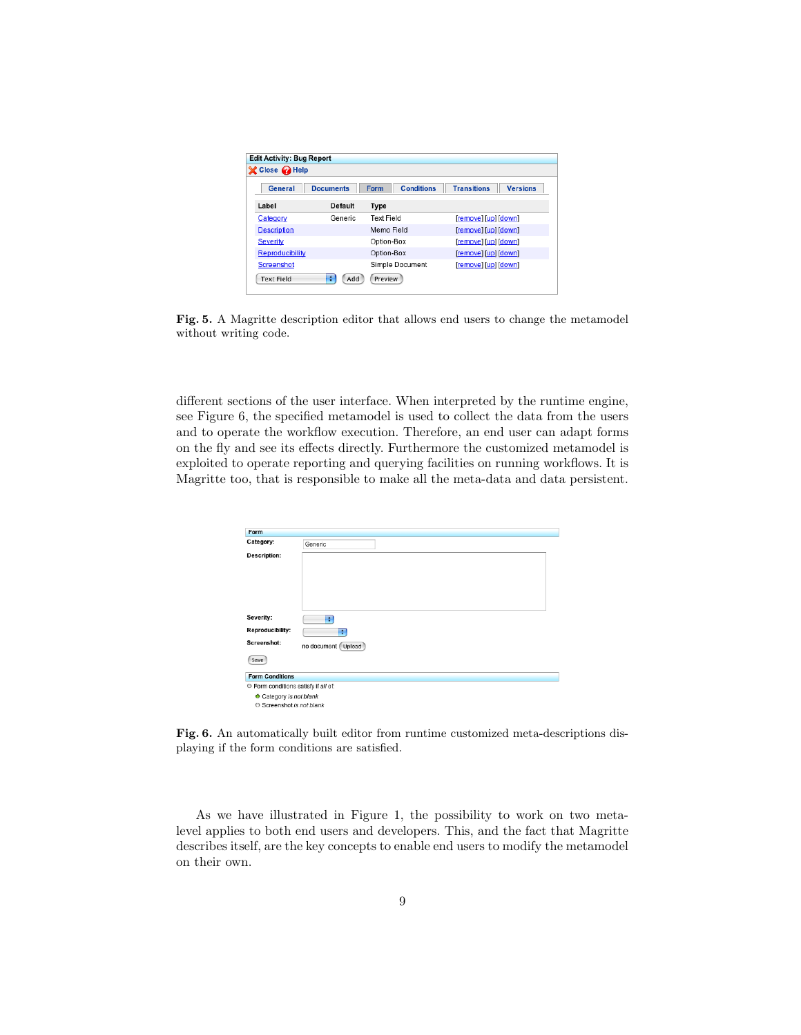**Fig. 5.** A Magritte description editor that allows end users to change the metamodel without writing code.

different sections of the user interface. When interpreted by the runtime engine, see Figure 6, the specified metamodel is used to collect the data from the users and to operate the workflow execution. Therefore, an end user can adapt forms on the fly and see its effects directly. Furthermore the customized metamodel is exploited to operate reporting and querying facilities on running workflows. It is Magritte too, that is responsible to make all the meta-data and data persistent.

**Fig. 6.** An automatically built editor from runtime customized meta-descriptions displaying if the form conditions are satisfied.

As we have illustrated in Figure 1, the possibility to work on two meta-level applies to both end users and developers. This, and the fact that Magritte describes itself, are the key concepts to enable end users to modify the metamodel on their own.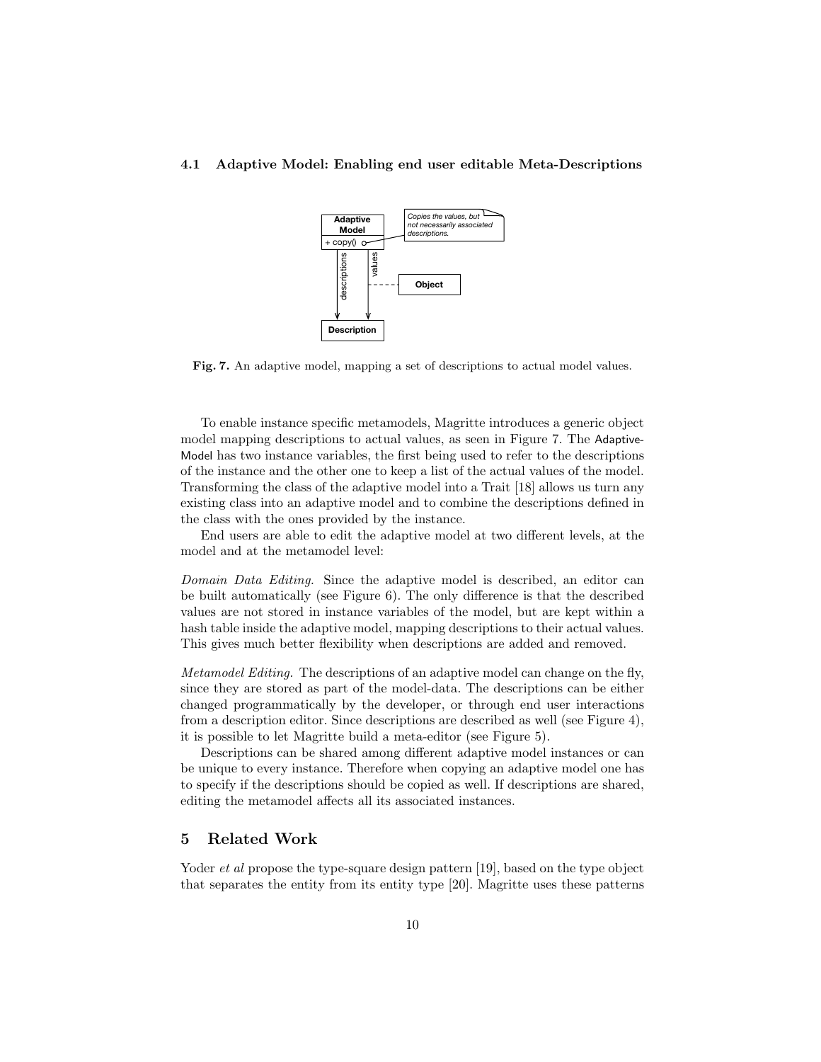### 4.1 Adaptive Model: Enabling end user editable Meta-Descriptions

**Fig. 7.** An adaptive model, mapping a set of descriptions to actual model values.

To enable instance specific metamodels, Magritte introduces a generic object model mapping descriptions to actual values, as seen in Figure 7. The AdaptiveModel has two instance variables, the first being used to refer to the descriptions of the instance and the other one to keep a list of the actual values of the model. Transforming the class of the adaptive model into a Trait [18] allows us turn any existing class into an adaptive model and to combine the descriptions defined in the class with the ones provided by the instance.

End users are able to edit the adaptive model at two different levels, at the model and at the metamodel level:

*Domain Data Editing.* Since the adaptive model is described, an editor can be built automatically (see Figure 6). The only difference is that the described values are not stored in instance variables of the model, but are kept within a hash table inside the adaptive model, mapping descriptions to their actual values. This gives much better flexibility when descriptions are added and removed.

*Metamodel Editing.* The descriptions of an adaptive model can change on the fly, since they are stored as part of the model-data. The descriptions can be either changed programmatically by the developer, or through end user interactions from a description editor. Since descriptions are described as well (see Figure 4), it is possible to let Magritte build a meta-editor (see Figure 5).

Descriptions can be shared among different adaptive model instances or can be unique to every instance. Therefore when copying an adaptive model one has to specify if the descriptions should be copied as well. If descriptions are shared, editing the metamodel affects all its associated instances.

## 5 Related Work

Yoder *et al* propose the type-square design pattern [19], based on the type object that separates the entity from its entity type [20]. Magritte uses these patterns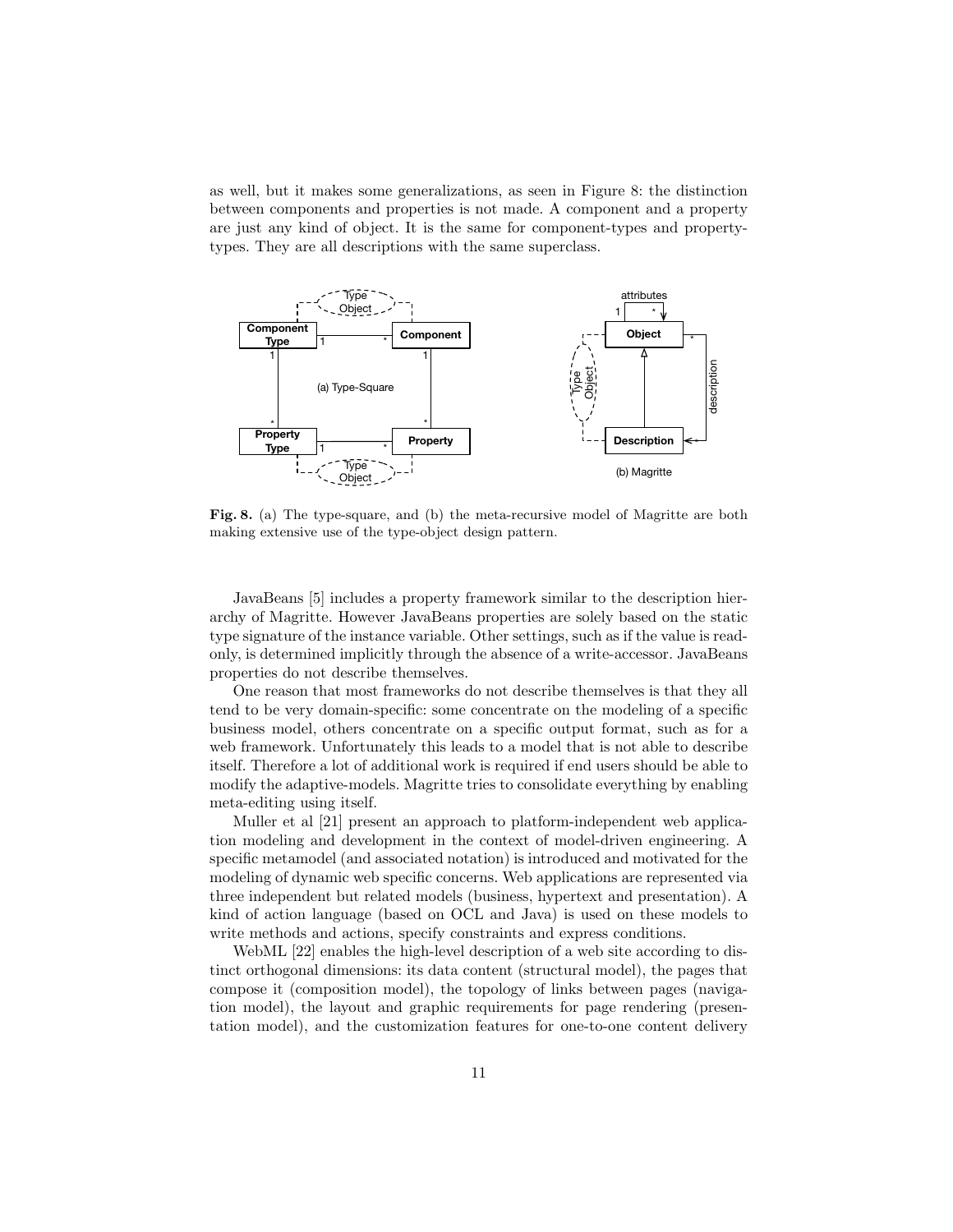as well, but it makes some generalizations, as seen in Figure 8: the distinction between components and properties is not made. A component and a property are just any kind of object. It is the same for component-types and property-types. They are all descriptions with the same superclass.

Type Object
Component Type
1
*
Component
1
1
(a) Type-Square
*
*
Property Type
1
*
Property
Type Object

attributes
1
*
Object
*
Type Object
description
Description
(b) Magritte

**Fig. 8.** (a) The type-square, and (b) the meta-recursive model of Magritte are both making extensive use of the type-object design pattern.

JavaBeans [5] includes a property framework similar to the description hierarchy of Magritte. However JavaBeans properties are solely based on the static type signature of the instance variable. Other settings, such as if the value is read-only, is determined implicitly through the absence of a write-accessor. JavaBeans properties do not describe themselves.

One reason that most frameworks do not describe themselves is that they all tend to be very domain-specific: some concentrate on the modeling of a specific business model, others concentrate on a specific output format, such as for a web framework. Unfortunately this leads to a model that is not able to describe itself. Therefore a lot of additional work is required if end users should be able to modify the adaptive-models. Magritte tries to consolidate everything by enabling meta-editing using itself.

Muller et al [21] present an approach to platform-independent web application modeling and development in the context of model-driven engineering. A specific metamodel (and associated notation) is introduced and motivated for the modeling of dynamic web specific concerns. Web applications are represented via three independent but related models (business, hypertext and presentation). A kind of action language (based on OCL and Java) is used on these models to write methods and actions, specify constraints and express conditions.

WebML [22] enables the high-level description of a web site according to distinct orthogonal dimensions: its data content (structural model), the pages that compose it (composition model), the topology of links between pages (navigation model), the layout and graphic requirements for page rendering (presentation model), and the customization features for one-to-one content delivery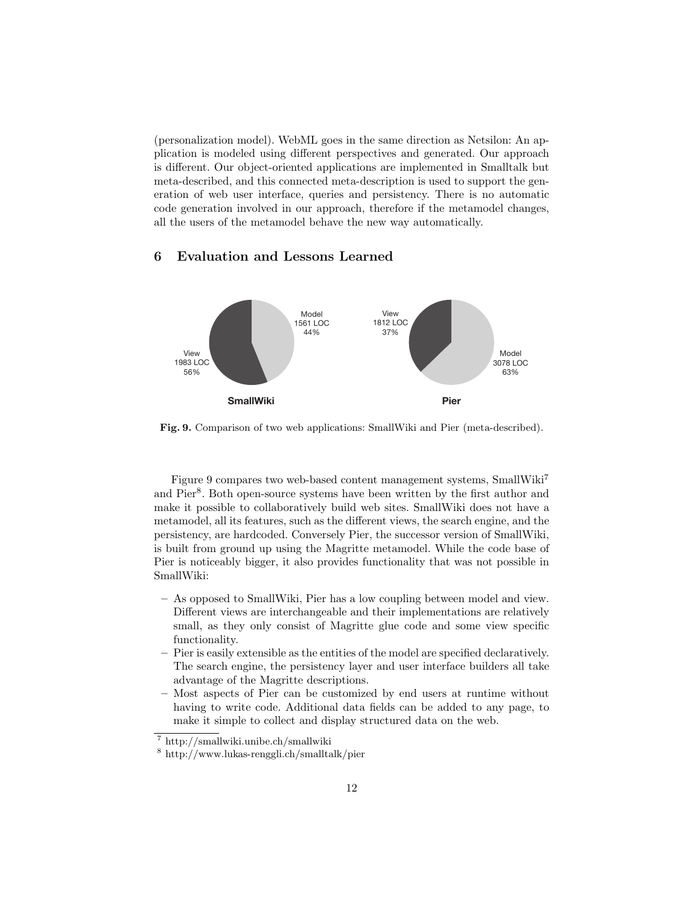(personalization model). WebML goes in the same direction as Netsilon: An application is modeled using different perspectives and generated. Our approach is different. Our object-oriented applications are implemented in Smalltalk but meta-described, and this connected meta-description is used to support the generation of web user interface, queries and persistency. There is no automatic code generation involved in our approach, therefore if the metamodel changes, all the users of the metamodel behave the new way automatically.

## 6 Evaluation and Lessons Learned

**Fig. 9.** Comparison of two web applications: SmallWiki and Pier (meta-described).

Figure 9 compares two web-based content management systems, SmallWiki[7] and Pier[8]. Both open-source systems have been written by the first author and make it possible to collaboratively build web sites. SmallWiki does not have a metamodel, all its features, such as the different views, the search engine, and the persistency, are hardcoded. Conversely Pier, the successor version of SmallWiki, is built from ground up using the Magritte metamodel. While the code base of Pier is noticeably bigger, it also provides functionality that was not possible in SmallWiki:

- As opposed to SmallWiki, Pier has a low coupling between model and view. Different views are interchangeable and their implementations are relatively small, as they only consist of Magritte glue code and some view specific functionality.
- Pier is easily extensible as the entities of the model are specified declaratively. The search engine, the persistency layer and user interface builders all take advantage of the Magritte descriptions.
- Most aspects of Pier can be customized by end users at runtime without having to write code. Additional data fields can be added to any page, to make it simple to collect and display structured data on the web.

[7] http://smallwiki.unibe.ch/smallwiki

[8] http://www.lukas-renggli.ch/smalltalk/pier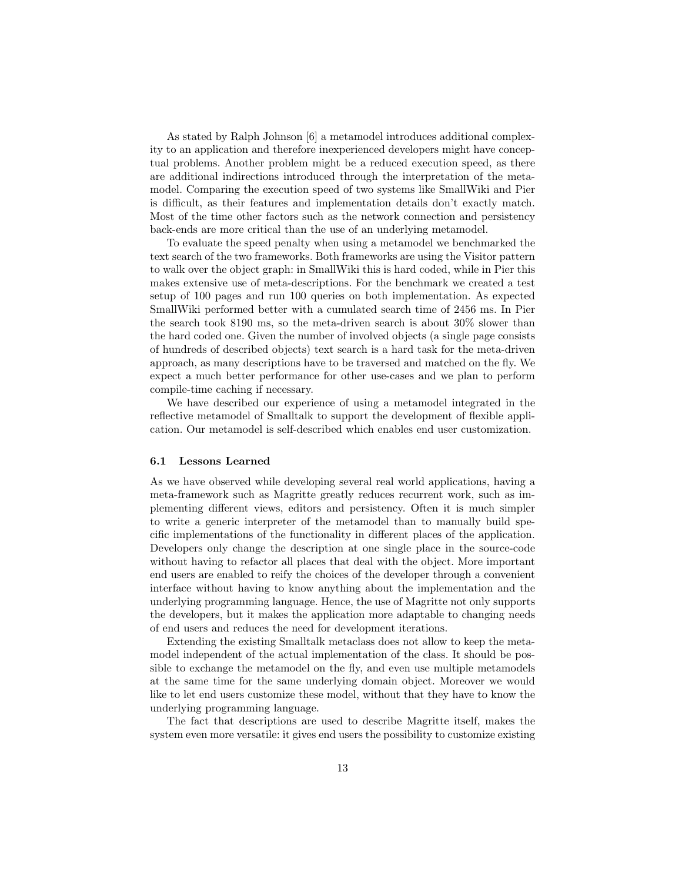As stated by Ralph Johnson [6] a metamodel introduces additional complexity to an application and therefore inexperienced developers might have conceptual problems. Another problem might be a reduced execution speed, as there are additional indirections introduced through the interpretation of the metamodel. Comparing the execution speed of two systems like SmallWiki and Pier is difficult, as their features and implementation details don't exactly match. Most of the time other factors such as the network connection and persistency back-ends are more critical than the use of an underlying metamodel.

To evaluate the speed penalty when using a metamodel we benchmarked the text search of the two frameworks. Both frameworks are using the Visitor pattern to walk over the object graph: in SmallWiki this is hard coded, while in Pier this makes extensive use of meta-descriptions. For the benchmark we created a test setup of 100 pages and run 100 queries on both implementation. As expected SmallWiki performed better with a cumulated search time of 2456 ms. In Pier the search took 8190 ms, so the meta-driven search is about 30% slower than the hard coded one. Given the number of involved objects (a single page consists of hundreds of described objects) text search is a hard task for the meta-driven approach, as many descriptions have to be traversed and matched on the fly. We expect a much better performance for other use-cases and we plan to perform compile-time caching if necessary.

We have described our experience of using a metamodel integrated in the reflective metamodel of Smalltalk to support the development of flexible application. Our metamodel is self-described which enables end user customization.

### 6.1 Lessons Learned

As we have observed while developing several real world applications, having a meta-framework such as Magritte greatly reduces recurrent work, such as implementing different views, editors and persistency. Often it is much simpler to write a generic interpreter of the metamodel than to manually build specific implementations of the functionality in different places of the application. Developers only change the description at one single place in the source-code without having to refactor all places that deal with the object. More important end users are enabled to reify the choices of the developer through a convenient interface without having to know anything about the implementation and the underlying programming language. Hence, the use of Magritte not only supports the developers, but it makes the application more adaptable to changing needs of end users and reduces the need for development iterations.

Extending the existing Smalltalk metaclass does not allow to keep the metamodel independent of the actual implementation of the class. It should be possible to exchange the metamodel on the fly, and even use multiple metamodels at the same time for the same underlying domain object. Moreover we would like to let end users customize these model, without that they have to know the underlying programming language.

The fact that descriptions are used to describe Magritte itself, makes the system even more versatile: it gives end users the possibility to customize existing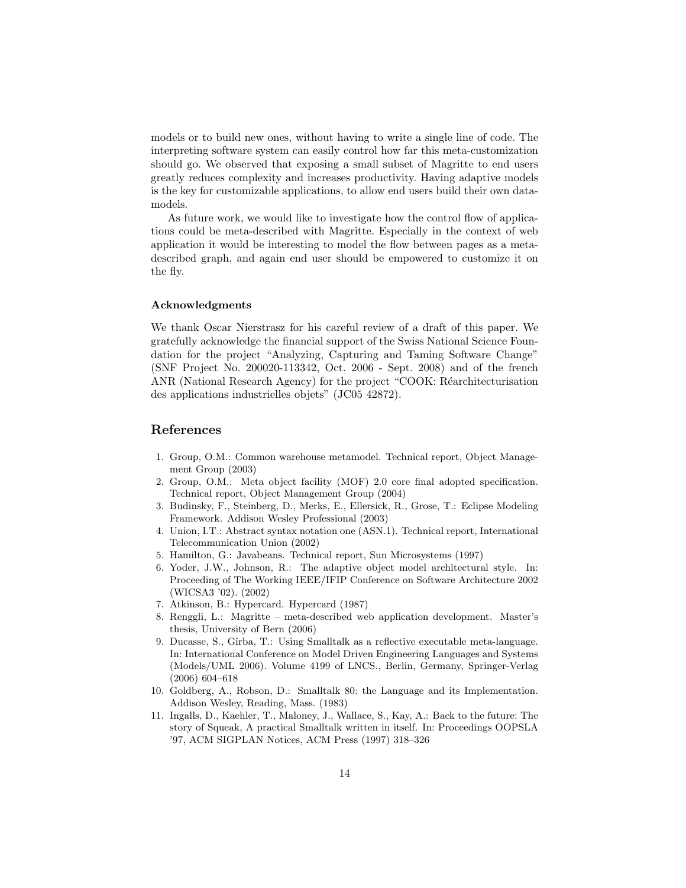models or to build new ones, without having to write a single line of code. The interpreting software system can easily control how far this meta-customization should go. We observed that exposing a small subset of Magritte to end users greatly reduces complexity and increases productivity. Having adaptive models is the key for customizable applications, to allow end users build their own data-models.

As future work, we would like to investigate how the control flow of applications could be meta-described with Magritte. Especially in the context of web application it would be interesting to model the flow between pages as a meta-described graph, and again end user should be empowered to customize it on the fly.

### Acknowledgments

We thank Oscar Nierstrasz for his careful review of a draft of this paper. We gratefully acknowledge the financial support of the Swiss National Science Foundation for the project "Analyzing, Capturing and Taming Software Change" (SNF Project No. 200020-113342, Oct. 2006 - Sept. 2008) and of the french ANR (National Research Agency) for the project "COOK: Réarchitecturisation des applications industrielles objets" (JC05 42872).

## References

1. Group, O.M.: Common warehouse metamodel. Technical report, Object Management Group (2003)
2. Group, O.M.: Meta object facility (MOF) 2.0 core final adopted specification. Technical report, Object Management Group (2004)
3. Budinsky, F., Steinberg, D., Merks, E., Ellersick, R., Grose, T.: Eclipse Modeling Framework. Addison Wesley Professional (2003)
4. Union, I.T.: Abstract syntax notation one (ASN.1). Technical report, International Telecommunication Union (2002)
5. Hamilton, G.: Javabeans. Technical report, Sun Microsystems (1997)
6. Yoder, J.W., Johnson, R.: The adaptive object model architectural style. In: Proceeding of The Working IEEE/IFIP Conference on Software Architecture 2002 (WICSA3 '02). (2002)
7. Atkinson, B.: Hypercard. Hypercard (1987)
8. Renggli, L.: Magritte – meta-described web application development. Master's thesis, University of Bern (2006)
9. Ducasse, S., Gîrba, T.: Using Smalltalk as a reflective executable meta-language. In: International Conference on Model Driven Engineering Languages and Systems (Models/UML 2006). Volume 4199 of LNCS., Berlin, Germany, Springer-Verlag (2006) 604–618
10. Goldberg, A., Robson, D.: Smalltalk 80: the Language and its Implementation. Addison Wesley, Reading, Mass. (1983)
11. Ingalls, D., Kaehler, T., Maloney, J., Wallace, S., Kay, A.: Back to the future: The story of Squeak, A practical Smalltalk written in itself. In: Proceedings OOPSLA '97, ACM SIGPLAN Notices, ACM Press (1997) 318–326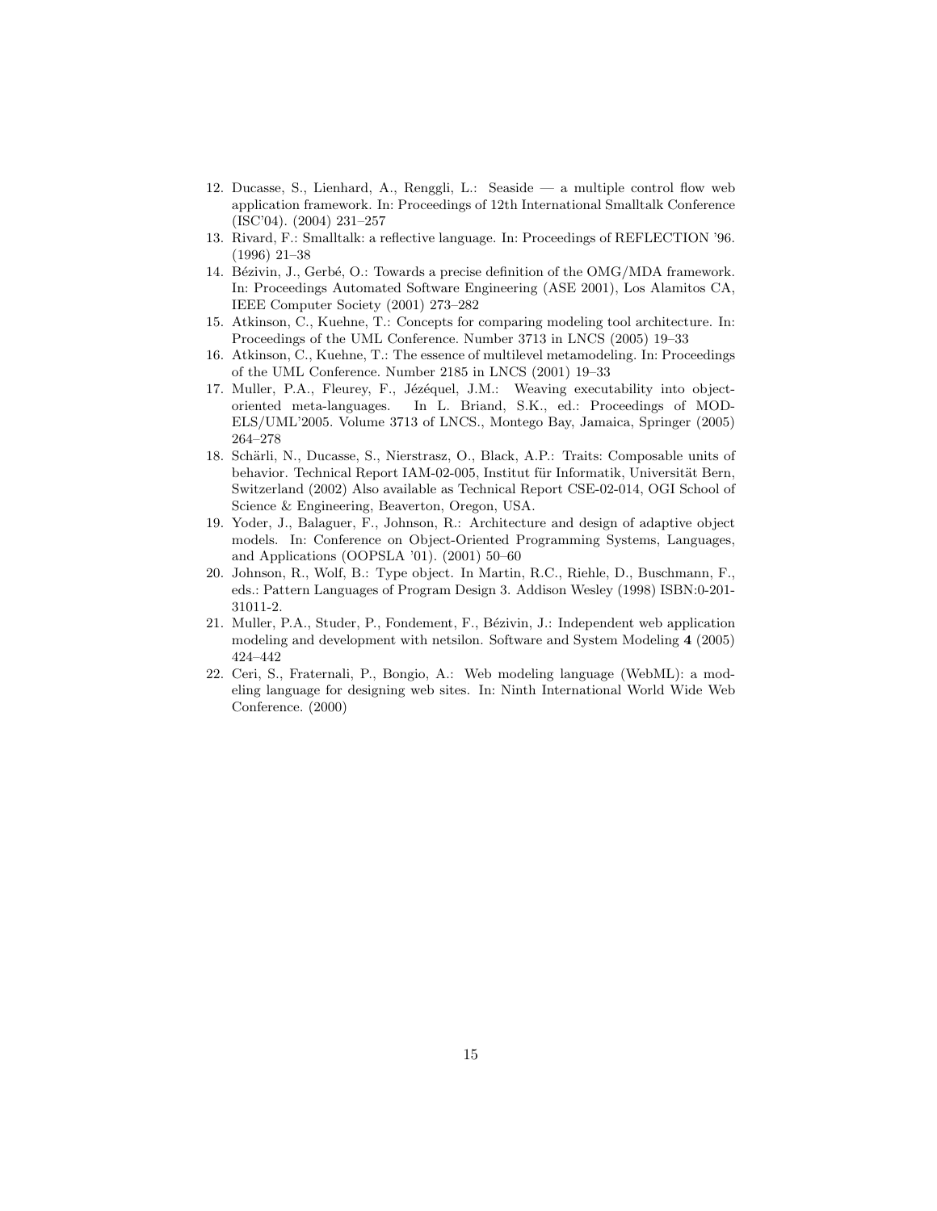12. Ducasse, S., Lienhard, A., Renggli, L.: Seaside — a multiple control flow web application framework. In: Proceedings of 12th International Smalltalk Conference (ISC'04). (2004) 231–257
13. Rivard, F.: Smalltalk: a reflective language. In: Proceedings of REFLECTION '96. (1996) 21–38
14. Bézivin, J., Gerbé, O.: Towards a precise definition of the OMG/MDA framework. In: Proceedings Automated Software Engineering (ASE 2001), Los Alamitos CA, IEEE Computer Society (2001) 273–282
15. Atkinson, C., Kuehne, T.: Concepts for comparing modeling tool architecture. In: Proceedings of the UML Conference. Number 3713 in LNCS (2005) 19–33
16. Atkinson, C., Kuehne, T.: The essence of multilevel metamodeling. In: Proceedings of the UML Conference. Number 2185 in LNCS (2001) 19–33
17. Muller, P.A., Fleurey, F., Jézéquel, J.M.: Weaving executability into object-oriented meta-languages. In L. Briand, S.K., ed.: Proceedings of MODELS/UML'2005. Volume 3713 of LNCS., Montego Bay, Jamaica, Springer (2005) 264–278
18. Schärli, N., Ducasse, S., Nierstrasz, O., Black, A.P.: Traits: Composable units of behavior. Technical Report IAM-02-005, Institut für Informatik, Universität Bern, Switzerland (2002) Also available as Technical Report CSE-02-014, OGI School of Science & Engineering, Beaverton, Oregon, USA.
19. Yoder, J., Balaguer, F., Johnson, R.: Architecture and design of adaptive object models. In: Conference on Object-Oriented Programming Systems, Languages, and Applications (OOPSLA '01). (2001) 50–60
20. Johnson, R., Wolf, B.: Type object. In Martin, R.C., Riehle, D., Buschmann, F., eds.: Pattern Languages of Program Design 3. Addison Wesley (1998) ISBN:0-201-31011-2.
21. Muller, P.A., Studer, P., Fondement, F., Bézivin, J.: Independent web application modeling and development with netsilon. Software and System Modeling **4** (2005) 424–442
22. Ceri, S., Fraternali, P., Bongio, A.: Web modeling language (WebML): a modeling language for designing web sites. In: Ninth International World Wide Web Conference. (2000)